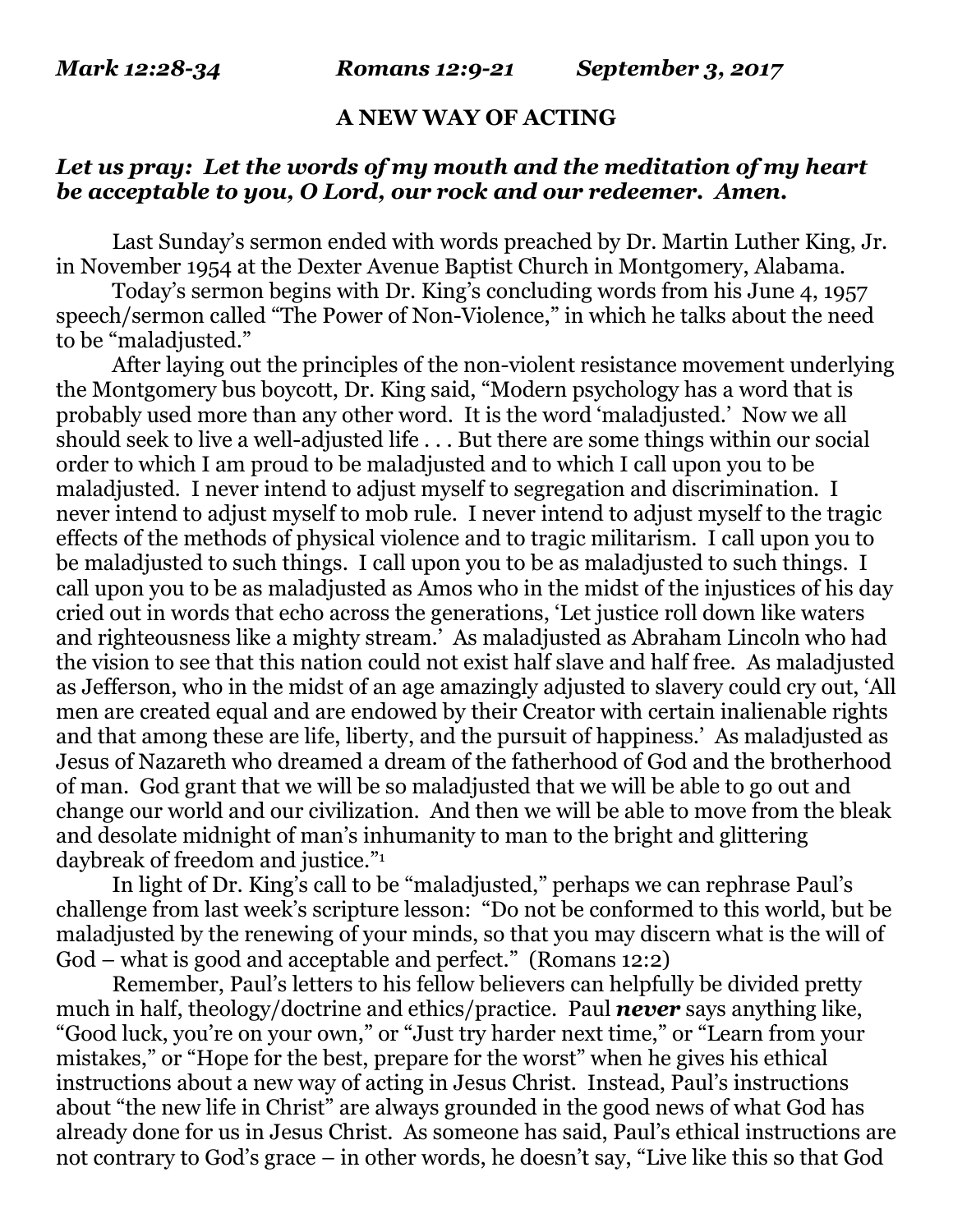***Mark 12:28-34*** ***Romans 12:9-21*** ***September 3, 2017***

**A NEW WAY OF ACTING**

***Let us pray: Let the words of my mouth and the meditation of my heart be acceptable to you, O Lord, our rock and our redeemer. Amen.***

Last Sunday's sermon ended with words preached by Dr. Martin Luther King, Jr. in November 1954 at the Dexter Avenue Baptist Church in Montgomery, Alabama.

Today's sermon begins with Dr. King's concluding words from his June 4, 1957 speech/sermon called "The Power of Non-Violence," in which he talks about the need to be "maladjusted."

After laying out the principles of the non-violent resistance movement underlying the Montgomery bus boycott, Dr. King said, "Modern psychology has a word that is probably used more than any other word. It is the word 'maladjusted.' Now we all should seek to live a well-adjusted life . . . But there are some things within our social order to which I am proud to be maladjusted and to which I call upon you to be maladjusted. I never intend to adjust myself to segregation and discrimination. I never intend to adjust myself to mob rule. I never intend to adjust myself to the tragic effects of the methods of physical violence and to tragic militarism. I call upon you to be maladjusted to such things. I call upon you to be as maladjusted to such things. I call upon you to be as maladjusted as Amos who in the midst of the injustices of his day cried out in words that echo across the generations, 'Let justice roll down like waters and righteousness like a mighty stream.' As maladjusted as Abraham Lincoln who had the vision to see that this nation could not exist half slave and half free. As maladjusted as Jefferson, who in the midst of an age amazingly adjusted to slavery could cry out, 'All men are created equal and are endowed by their Creator with certain inalienable rights and that among these are life, liberty, and the pursuit of happiness.' As maladjusted as Jesus of Nazareth who dreamed a dream of the fatherhood of God and the brotherhood of man. God grant that we will be so maladjusted that we will be able to go out and change our world and our civilization. And then we will be able to move from the bleak and desolate midnight of man's inhumanity to man to the bright and glittering daybreak of freedom and justice."[1]

In light of Dr. King's call to be "maladjusted," perhaps we can rephrase Paul's challenge from last week's scripture lesson: "Do not be conformed to this world, but be maladjusted by the renewing of your minds, so that you may discern what is the will of God – what is good and acceptable and perfect." (Romans 12:2)

Remember, Paul's letters to his fellow believers can helpfully be divided pretty much in half, theology/doctrine and ethics/practice. Paul ***never*** says anything like, "Good luck, you're on your own," or "Just try harder next time," or "Learn from your mistakes," or "Hope for the best, prepare for the worst" when he gives his ethical instructions about a new way of acting in Jesus Christ. Instead, Paul's instructions about "the new life in Christ" are always grounded in the good news of what God has already done for us in Jesus Christ. As someone has said, Paul's ethical instructions are not contrary to God's grace – in other words, he doesn't say, "Live like this so that God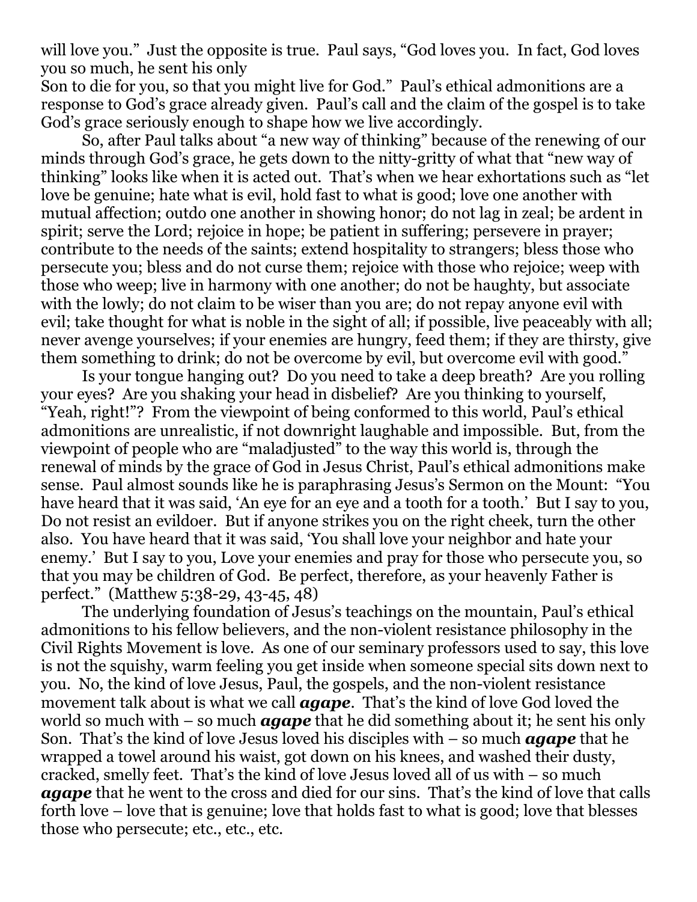will love you." Just the opposite is true. Paul says, "God loves you. In fact, God loves you so much, he sent his only Son to die for you, so that you might live for God." Paul's ethical admonitions are a response to God's grace already given. Paul's call and the claim of the gospel is to take God's grace seriously enough to shape how we live accordingly.

So, after Paul talks about "a new way of thinking" because of the renewing of our minds through God's grace, he gets down to the nitty-gritty of what that "new way of thinking" looks like when it is acted out. That's when we hear exhortations such as "let love be genuine; hate what is evil, hold fast to what is good; love one another with mutual affection; outdo one another in showing honor; do not lag in zeal; be ardent in spirit; serve the Lord; rejoice in hope; be patient in suffering; persevere in prayer; contribute to the needs of the saints; extend hospitality to strangers; bless those who persecute you; bless and do not curse them; rejoice with those who rejoice; weep with those who weep; live in harmony with one another; do not be haughty, but associate with the lowly; do not claim to be wiser than you are; do not repay anyone evil with evil; take thought for what is noble in the sight of all; if possible, live peaceably with all; never avenge yourselves; if your enemies are hungry, feed them; if they are thirsty, give them something to drink; do not be overcome by evil, but overcome evil with good."

Is your tongue hanging out? Do you need to take a deep breath? Are you rolling your eyes? Are you shaking your head in disbelief? Are you thinking to yourself, "Yeah, right!"? From the viewpoint of being conformed to this world, Paul's ethical admonitions are unrealistic, if not downright laughable and impossible. But, from the viewpoint of people who are "maladjusted" to the way this world is, through the renewal of minds by the grace of God in Jesus Christ, Paul's ethical admonitions make sense. Paul almost sounds like he is paraphrasing Jesus's Sermon on the Mount: "You have heard that it was said, 'An eye for an eye and a tooth for a tooth.' But I say to you, Do not resist an evildoer. But if anyone strikes you on the right cheek, turn the other also. You have heard that it was said, 'You shall love your neighbor and hate your enemy.' But I say to you, Love your enemies and pray for those who persecute you, so that you may be children of God. Be perfect, therefore, as your heavenly Father is perfect." (Matthew 5:38-29, 43-45, 48)

The underlying foundation of Jesus's teachings on the mountain, Paul's ethical admonitions to his fellow believers, and the non-violent resistance philosophy in the Civil Rights Movement is love. As one of our seminary professors used to say, this love is not the squishy, warm feeling you get inside when someone special sits down next to you. No, the kind of love Jesus, Paul, the gospels, and the non-violent resistance movement talk about is what we call ***agape***. That's the kind of love God loved the world so much with – so much ***agape*** that he did something about it; he sent his only Son. That's the kind of love Jesus loved his disciples with – so much ***agape*** that he wrapped a towel around his waist, got down on his knees, and washed their dusty, cracked, smelly feet. That's the kind of love Jesus loved all of us with – so much ***agape*** that he went to the cross and died for our sins. That's the kind of love that calls forth love – love that is genuine; love that holds fast to what is good; love that blesses those who persecute; etc., etc., etc.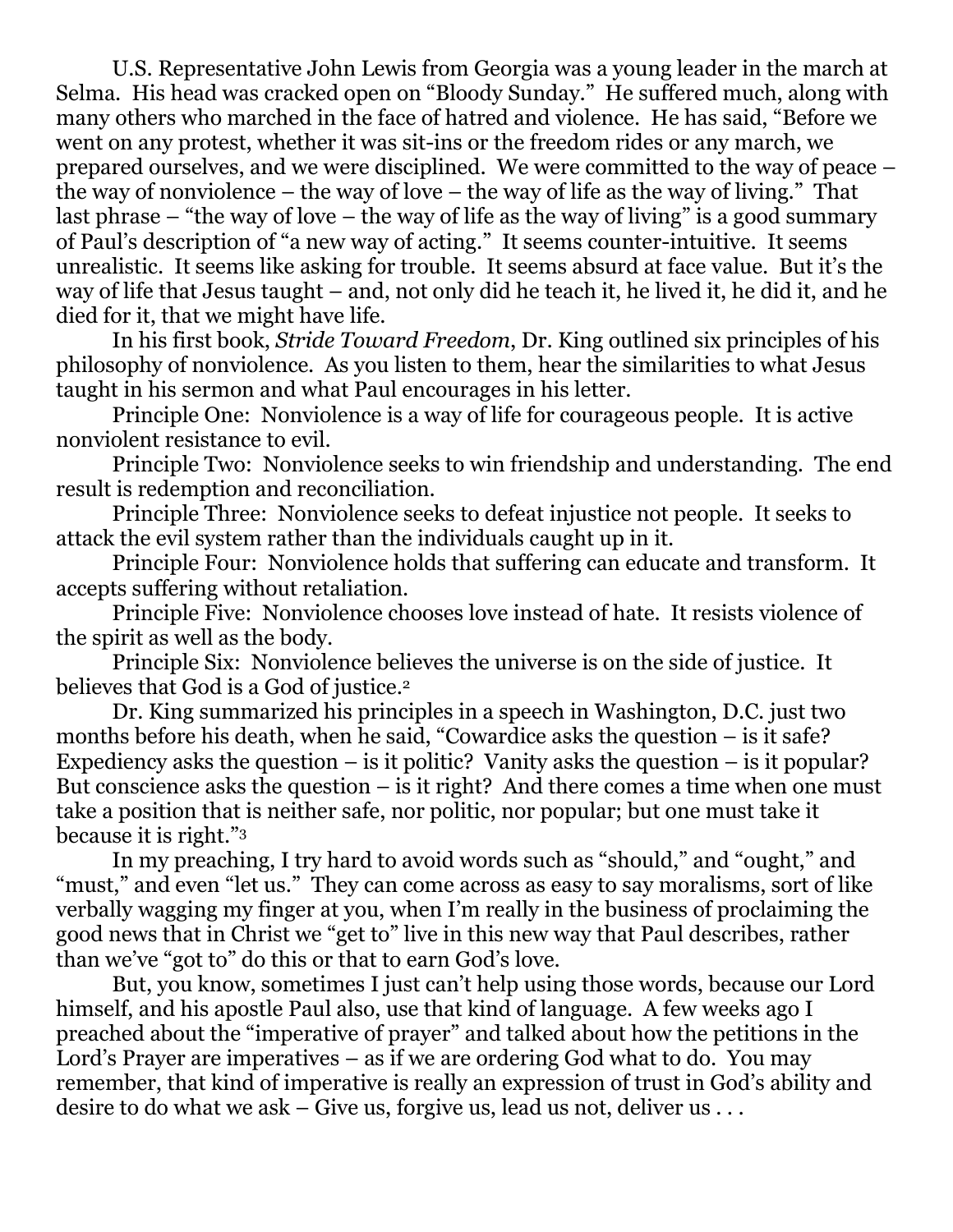U.S. Representative John Lewis from Georgia was a young leader in the march at Selma. His head was cracked open on "Bloody Sunday." He suffered much, along with many others who marched in the face of hatred and violence. He has said, "Before we went on any protest, whether it was sit-ins or the freedom rides or any march, we prepared ourselves, and we were disciplined. We were committed to the way of peace – the way of nonviolence – the way of love – the way of life as the way of living." That last phrase – "the way of love – the way of life as the way of living" is a good summary of Paul's description of "a new way of acting." It seems counter-intuitive. It seems unrealistic. It seems like asking for trouble. It seems absurd at face value. But it's the way of life that Jesus taught – and, not only did he teach it, he lived it, he did it, and he died for it, that we might have life.

In his first book, *Stride Toward Freedom*, Dr. King outlined six principles of his philosophy of nonviolence. As you listen to them, hear the similarities to what Jesus taught in his sermon and what Paul encourages in his letter.

Principle One: Nonviolence is a way of life for courageous people. It is active nonviolent resistance to evil.

Principle Two: Nonviolence seeks to win friendship and understanding. The end result is redemption and reconciliation.

Principle Three: Nonviolence seeks to defeat injustice not people. It seeks to attack the evil system rather than the individuals caught up in it.

Principle Four: Nonviolence holds that suffering can educate and transform. It accepts suffering without retaliation.

Principle Five: Nonviolence chooses love instead of hate. It resists violence of the spirit as well as the body.

Principle Six: Nonviolence believes the universe is on the side of justice. It believes that God is a God of justice.[2]

Dr. King summarized his principles in a speech in Washington, D.C. just two months before his death, when he said, "Cowardice asks the question – is it safe? Expediency asks the question – is it politic? Vanity asks the question – is it popular? But conscience asks the question – is it right? And there comes a time when one must take a position that is neither safe, nor politic, nor popular; but one must take it because it is right."[3]

In my preaching, I try hard to avoid words such as "should," and "ought," and "must," and even "let us." They can come across as easy to say moralisms, sort of like verbally wagging my finger at you, when I'm really in the business of proclaiming the good news that in Christ we "get to" live in this new way that Paul describes, rather than we've "got to" do this or that to earn God's love.

But, you know, sometimes I just can't help using those words, because our Lord himself, and his apostle Paul also, use that kind of language. A few weeks ago I preached about the "imperative of prayer" and talked about how the petitions in the Lord's Prayer are imperatives – as if we are ordering God what to do. You may remember, that kind of imperative is really an expression of trust in God's ability and desire to do what we ask – Give us, forgive us, lead us not, deliver us . . .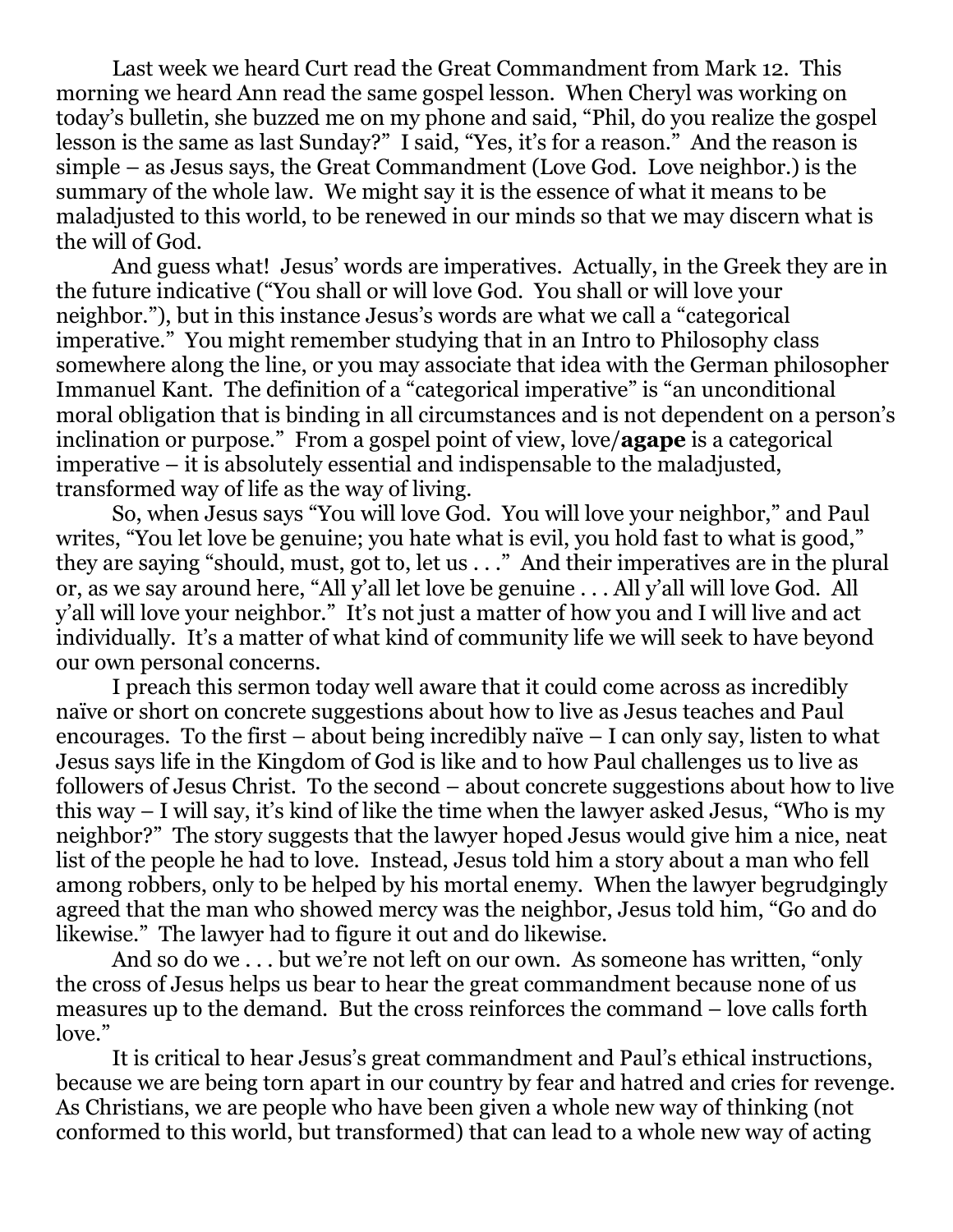Last week we heard Curt read the Great Commandment from Mark 12. This morning we heard Ann read the same gospel lesson. When Cheryl was working on today's bulletin, she buzzed me on my phone and said, "Phil, do you realize the gospel lesson is the same as last Sunday?" I said, "Yes, it's for a reason." And the reason is simple – as Jesus says, the Great Commandment (Love God. Love neighbor.) is the summary of the whole law. We might say it is the essence of what it means to be maladjusted to this world, to be renewed in our minds so that we may discern what is the will of God.

And guess what! Jesus' words are imperatives. Actually, in the Greek they are in the future indicative ("You shall or will love God. You shall or will love your neighbor."), but in this instance Jesus's words are what we call a "categorical imperative." You might remember studying that in an Intro to Philosophy class somewhere along the line, or you may associate that idea with the German philosopher Immanuel Kant. The definition of a "categorical imperative" is "an unconditional moral obligation that is binding in all circumstances and is not dependent on a person's inclination or purpose." From a gospel point of view, love/**agape** is a categorical imperative – it is absolutely essential and indispensable to the maladjusted, transformed way of life as the way of living.

So, when Jesus says "You will love God. You will love your neighbor," and Paul writes, "You let love be genuine; you hate what is evil, you hold fast to what is good," they are saying "should, must, got to, let us . . ." And their imperatives are in the plural or, as we say around here, "All y'all let love be genuine . . . All y'all will love God. All y'all will love your neighbor." It's not just a matter of how you and I will live and act individually. It's a matter of what kind of community life we will seek to have beyond our own personal concerns.

I preach this sermon today well aware that it could come across as incredibly naïve or short on concrete suggestions about how to live as Jesus teaches and Paul encourages. To the first – about being incredibly naïve – I can only say, listen to what Jesus says life in the Kingdom of God is like and to how Paul challenges us to live as followers of Jesus Christ. To the second – about concrete suggestions about how to live this way – I will say, it's kind of like the time when the lawyer asked Jesus, "Who is my neighbor?" The story suggests that the lawyer hoped Jesus would give him a nice, neat list of the people he had to love. Instead, Jesus told him a story about a man who fell among robbers, only to be helped by his mortal enemy. When the lawyer begrudgingly agreed that the man who showed mercy was the neighbor, Jesus told him, "Go and do likewise." The lawyer had to figure it out and do likewise.

And so do we . . . but we're not left on our own. As someone has written, "only the cross of Jesus helps us bear to hear the great commandment because none of us measures up to the demand. But the cross reinforces the command – love calls forth love."

It is critical to hear Jesus's great commandment and Paul's ethical instructions, because we are being torn apart in our country by fear and hatred and cries for revenge. As Christians, we are people who have been given a whole new way of thinking (not conformed to this world, but transformed) that can lead to a whole new way of acting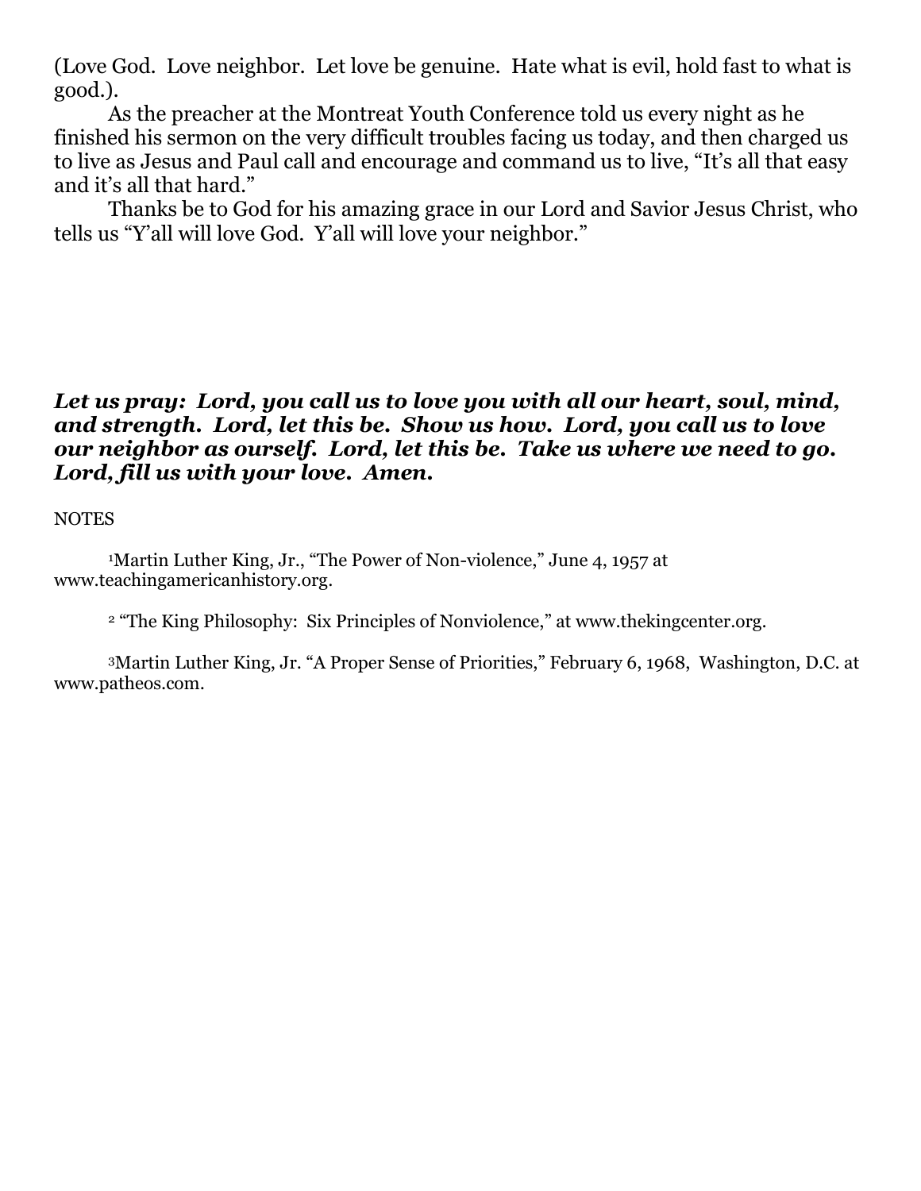(Love God. Love neighbor. Let love be genuine. Hate what is evil, hold fast to what is good.).

As the preacher at the Montreat Youth Conference told us every night as he finished his sermon on the very difficult troubles facing us today, and then charged us to live as Jesus and Paul call and encourage and command us to live, "It's all that easy and it's all that hard."

Thanks be to God for his amazing grace in our Lord and Savior Jesus Christ, who tells us "Y'all will love God. Y'all will love your neighbor."

***Let us pray: Lord, you call us to love you with all our heart, soul, mind, and strength. Lord, let this be. Show us how. Lord, you call us to love our neighbor as ourself. Lord, let this be. Take us where we need to go. Lord, fill us with your love. Amen.***

NOTES

[1]Martin Luther King, Jr., "The Power of Non-violence," June 4, 1957 at www.teachingamericanhistory.org.

[2] "The King Philosophy: Six Principles of Nonviolence," at www.thekingcenter.org.

[3]Martin Luther King, Jr. "A Proper Sense of Priorities," February 6, 1968, Washington, D.C. at www.patheos.com.